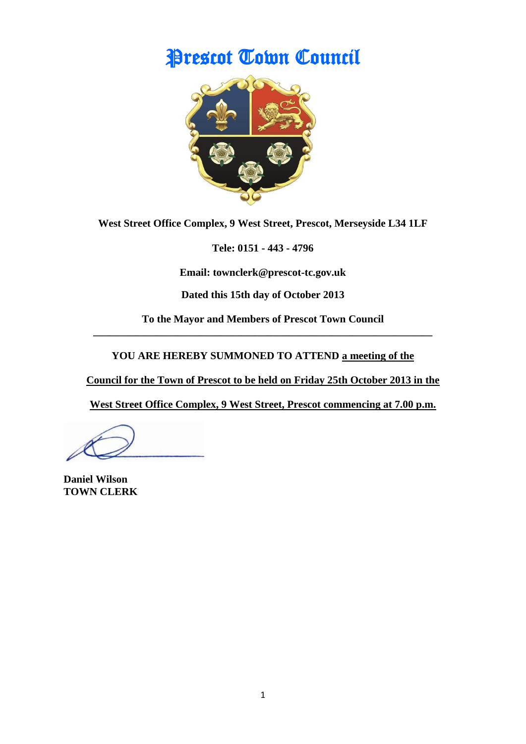# Prescot Town Council

**West Street Office Complex, 9 West Street, Prescot, Merseyside L34 1LF**

**Tele: 0151 - 443 - 4796**

**Email: townclerk@prescot-tc.gov.uk**

**Dated this 15th day of October 2013**

**To the Mayor and Members of Prescot Town Council**

---

**YOU ARE HEREBY SUMMONED TO ATTEND a meeting of the Council for the Town of Prescot to be held on Friday 25th October 2013 in the West Street Office Complex, 9 West Street, Prescot commencing at 7.00 p.m.**

**Daniel Wilson**
**TOWN CLERK**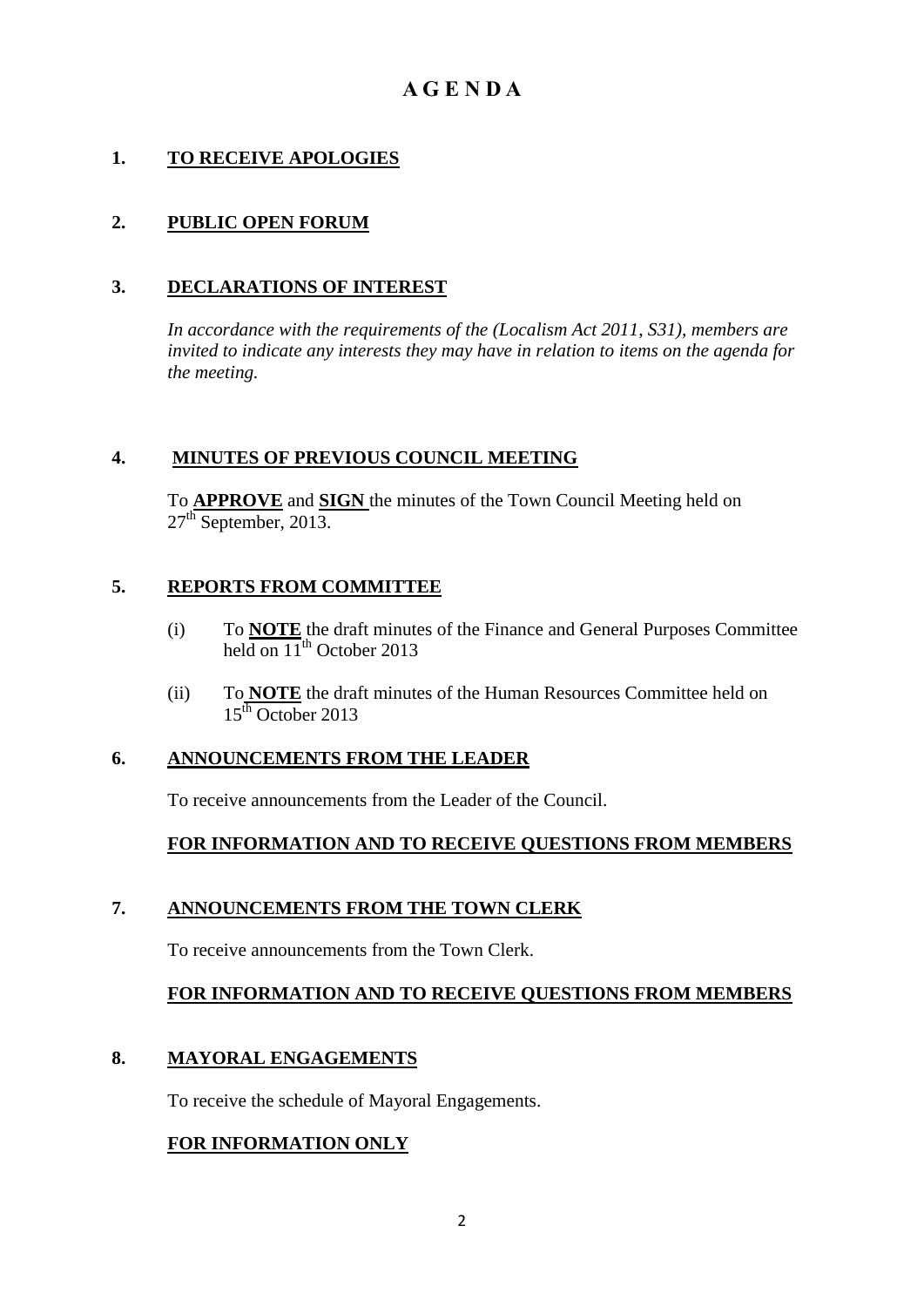# A G E N D A

## 1. TO RECEIVE APOLOGIES

## 2. PUBLIC OPEN FORUM

## 3. DECLARATIONS OF INTEREST

*In accordance with the requirements of the (Localism Act 2011, S31), members are invited to indicate any interests they may have in relation to items on the agenda for the meeting.*

## 4. MINUTES OF PREVIOUS COUNCIL MEETING

To **APPROVE** and **SIGN** the minutes of the Town Council Meeting held on 27th September, 2013.

## 5. REPORTS FROM COMMITTEE

(i) To **NOTE** the draft minutes of the Finance and General Purposes Committee held on 11th October 2013

(ii) To **NOTE** the draft minutes of the Human Resources Committee held on 15th October 2013

## 6. ANNOUNCEMENTS FROM THE LEADER

To receive announcements from the Leader of the Council.

**FOR INFORMATION AND TO RECEIVE QUESTIONS FROM MEMBERS**

## 7. ANNOUNCEMENTS FROM THE TOWN CLERK

To receive announcements from the Town Clerk.

**FOR INFORMATION AND TO RECEIVE QUESTIONS FROM MEMBERS**

## 8. MAYORAL ENGAGEMENTS

To receive the schedule of Mayoral Engagements.

**FOR INFORMATION ONLY**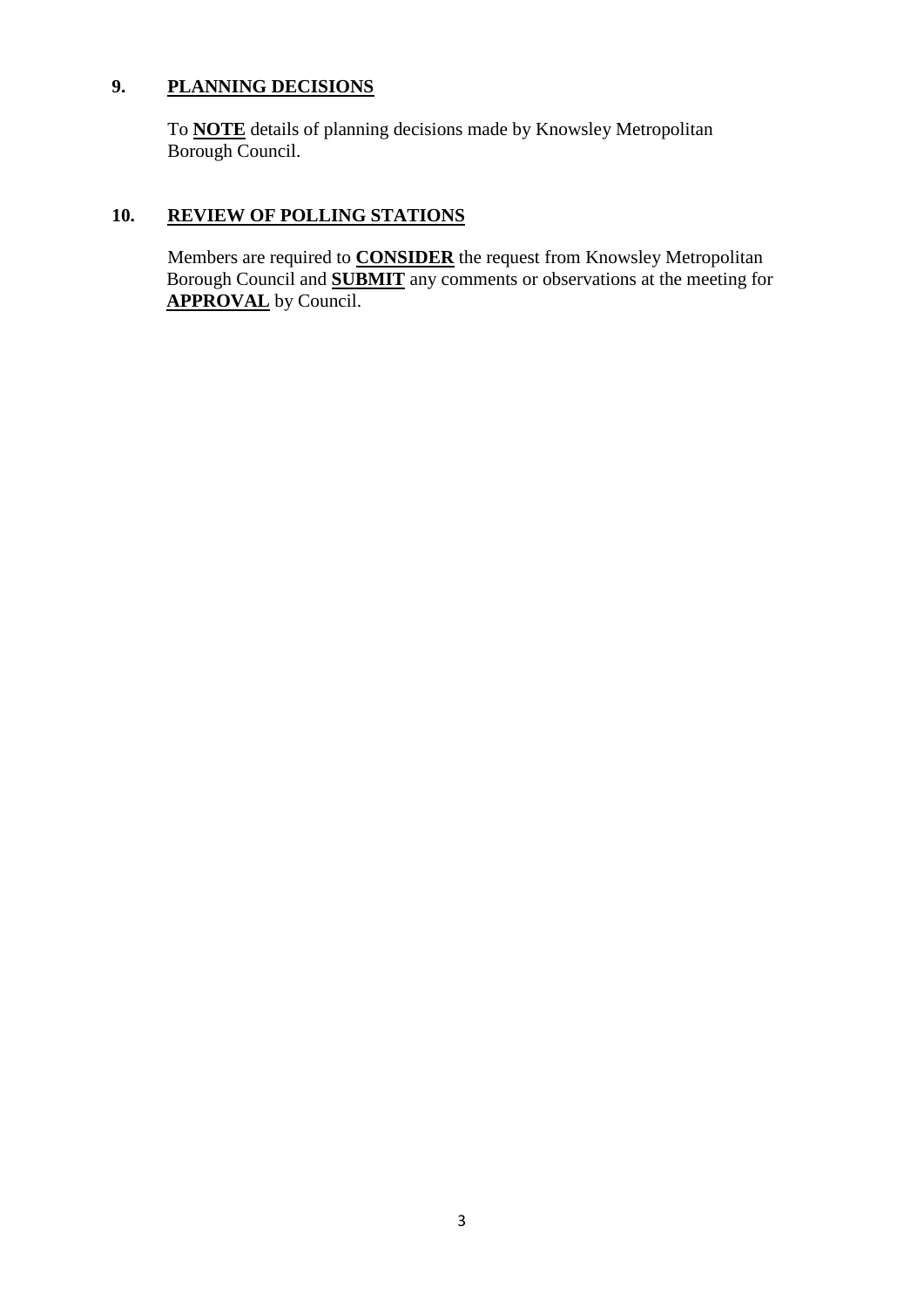**9. PLANNING DECISIONS**

To **NOTE** details of planning decisions made by Knowsley Metropolitan Borough Council.

**10. REVIEW OF POLLING STATIONS**

Members are required to **CONSIDER** the request from Knowsley Metropolitan Borough Council and **SUBMIT** any comments or observations at the meeting for **APPROVAL** by Council.